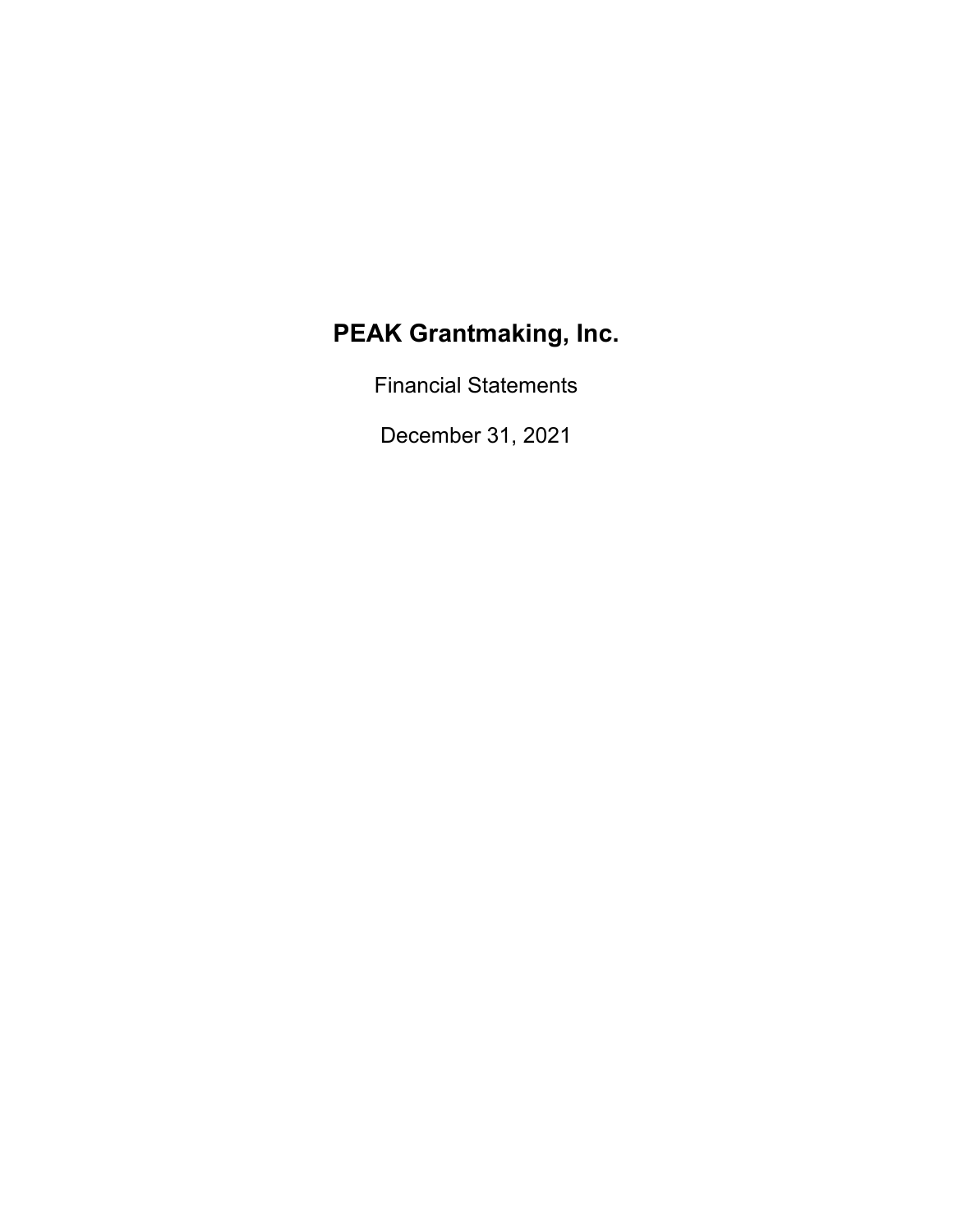# PEAK Grantmaking, Inc.

Financial Statements

December 31, 2021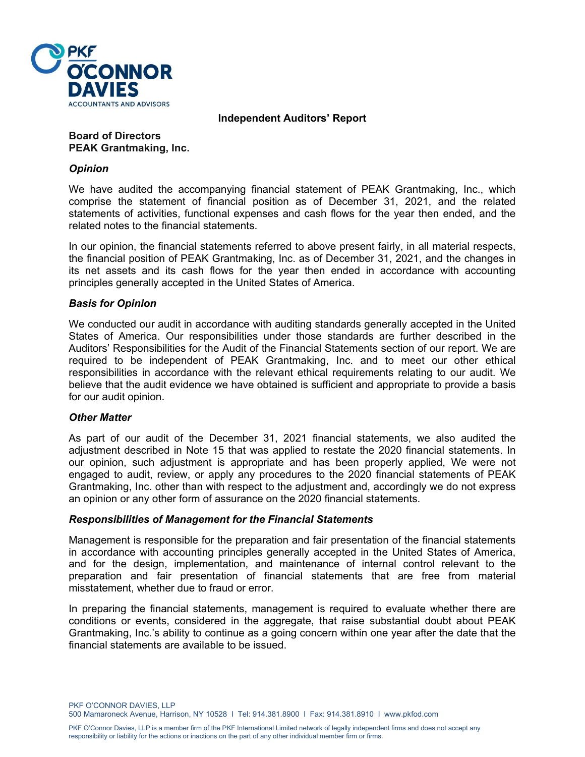## Independent Auditors' Report

**Board of Directors**
**PEAK Grantmaking, Inc.**

### *Opinion*

We have audited the accompanying financial statement of PEAK Grantmaking, Inc., which comprise the statement of financial position as of December 31, 2021, and the related statements of activities, functional expenses and cash flows for the year then ended, and the related notes to the financial statements.

In our opinion, the financial statements referred to above present fairly, in all material respects, the financial position of PEAK Grantmaking, Inc. as of December 31, 2021, and the changes in its net assets and its cash flows for the year then ended in accordance with accounting principles generally accepted in the United States of America.

### *Basis for Opinion*

We conducted our audit in accordance with auditing standards generally accepted in the United States of America. Our responsibilities under those standards are further described in the Auditors' Responsibilities for the Audit of the Financial Statements section of our report. We are required to be independent of PEAK Grantmaking, Inc. and to meet our other ethical responsibilities in accordance with the relevant ethical requirements relating to our audit. We believe that the audit evidence we have obtained is sufficient and appropriate to provide a basis for our audit opinion.

### *Other Matter*

As part of our audit of the December 31, 2021 financial statements, we also audited the adjustment described in Note 15 that was applied to restate the 2020 financial statements. In our opinion, such adjustment is appropriate and has been properly applied, We were not engaged to audit, review, or apply any procedures to the 2020 financial statements of PEAK Grantmaking, Inc. other than with respect to the adjustment and, accordingly we do not express an opinion or any other form of assurance on the 2020 financial statements.

### *Responsibilities of Management for the Financial Statements*

Management is responsible for the preparation and fair presentation of the financial statements in accordance with accounting principles generally accepted in the United States of America, and for the design, implementation, and maintenance of internal control relevant to the preparation and fair presentation of financial statements that are free from material misstatement, whether due to fraud or error.

In preparing the financial statements, management is required to evaluate whether there are conditions or events, considered in the aggregate, that raise substantial doubt about PEAK Grantmaking, Inc.'s ability to continue as a going concern within one year after the date that the financial statements are available to be issued.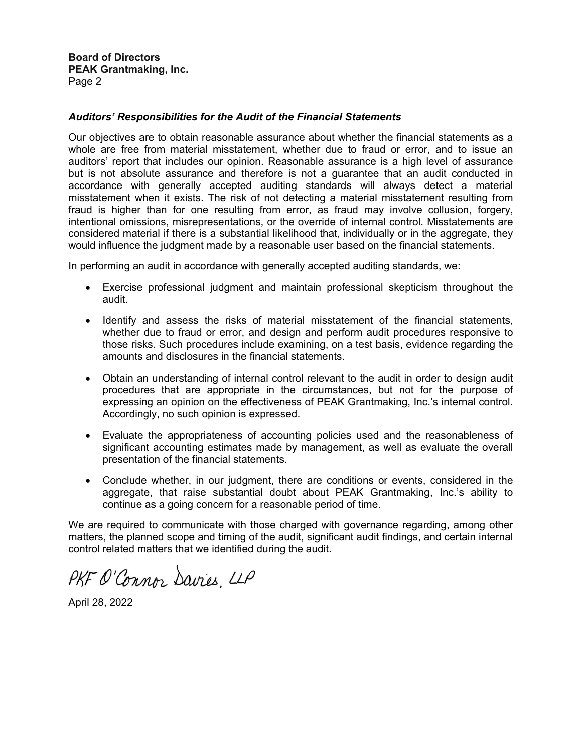### *Auditors' Responsibilities for the Audit of the Financial Statements*

Our objectives are to obtain reasonable assurance about whether the financial statements as a whole are free from material misstatement, whether due to fraud or error, and to issue an auditors' report that includes our opinion. Reasonable assurance is a high level of assurance but is not absolute assurance and therefore is not a guarantee that an audit conducted in accordance with generally accepted auditing standards will always detect a material misstatement when it exists. The risk of not detecting a material misstatement resulting from fraud is higher than for one resulting from error, as fraud may involve collusion, forgery, intentional omissions, misrepresentations, or the override of internal control. Misstatements are considered material if there is a substantial likelihood that, individually or in the aggregate, they would influence the judgment made by a reasonable user based on the financial statements.

In performing an audit in accordance with generally accepted auditing standards, we:

- Exercise professional judgment and maintain professional skepticism throughout the audit.
- Identify and assess the risks of material misstatement of the financial statements, whether due to fraud or error, and design and perform audit procedures responsive to those risks. Such procedures include examining, on a test basis, evidence regarding the amounts and disclosures in the financial statements.
- Obtain an understanding of internal control relevant to the audit in order to design audit procedures that are appropriate in the circumstances, but not for the purpose of expressing an opinion on the effectiveness of PEAK Grantmaking, Inc.'s internal control. Accordingly, no such opinion is expressed.
- Evaluate the appropriateness of accounting policies used and the reasonableness of significant accounting estimates made by management, as well as evaluate the overall presentation of the financial statements.
- Conclude whether, in our judgment, there are conditions or events, considered in the aggregate, that raise substantial doubt about PEAK Grantmaking, Inc.'s ability to continue as a going concern for a reasonable period of time.

We are required to communicate with those charged with governance regarding, among other matters, the planned scope and timing of the audit, significant audit findings, and certain internal control related matters that we identified during the audit.

PKF O'Connor Davies, LLP

April 28, 2022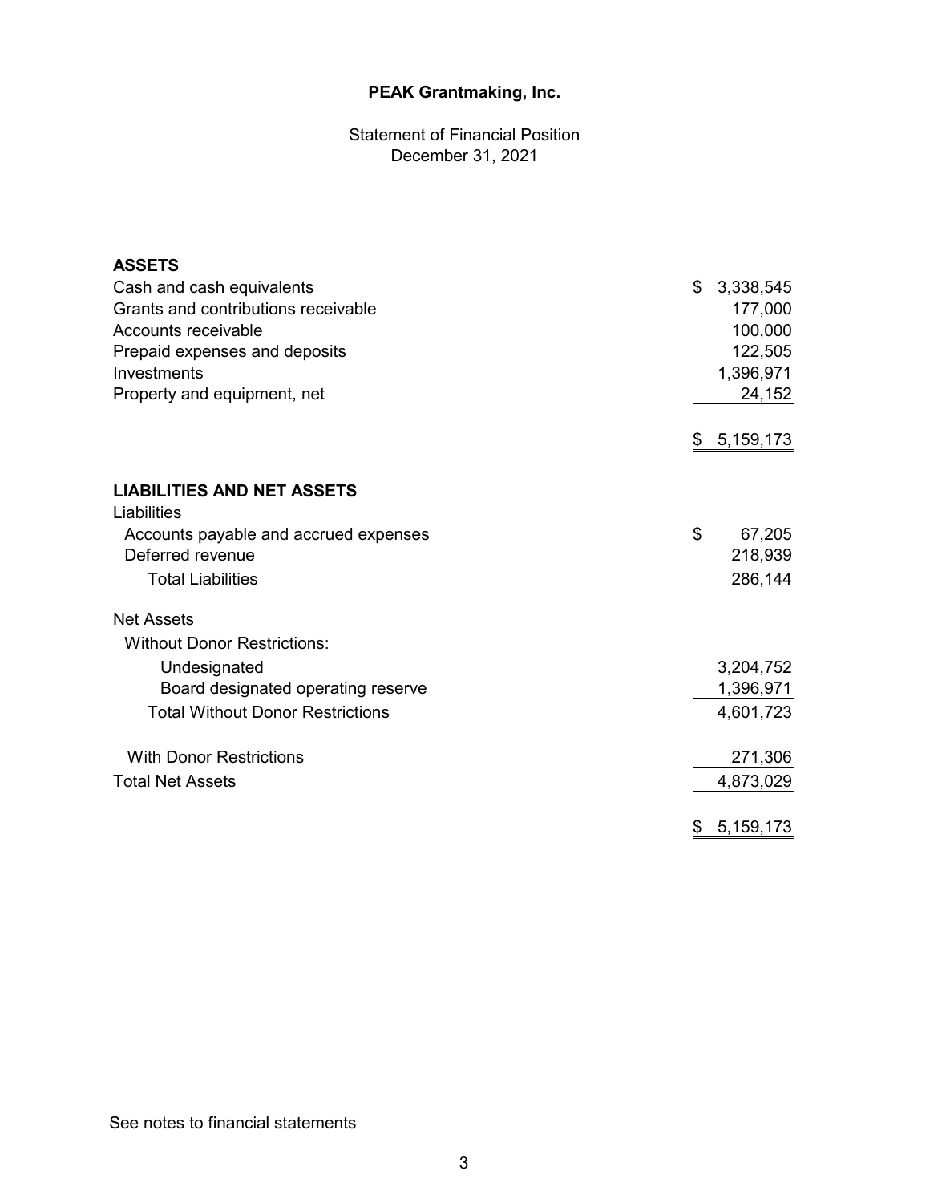# PEAK Grantmaking, Inc.

Statement of Financial Position
December 31, 2021

| | |
|---|---|
| **ASSETS** | |
| Cash and cash equivalents | $ 3,338,545 |
| Grants and contributions receivable | 177,000 |
| Accounts receivable | 100,000 |
| Prepaid expenses and deposits | 122,505 |
| Investments | 1,396,971 |
| Property and equipment, net | 24,152 |
| | $ 5,159,173 |
| **LIABILITIES AND NET ASSETS** | |
| Liabilities | |
| Accounts payable and accrued expenses | $ 67,205 |
| Deferred revenue | 218,939 |
| Total Liabilities | 286,144 |
| Net Assets | |
| Without Donor Restrictions: | |
| Undesignated | 3,204,752 |
| Board designated operating reserve | 1,396,971 |
| Total Without Donor Restrictions | 4,601,723 |
| With Donor Restrictions | 271,306 |
| Total Net Assets | 4,873,029 |
| | $ 5,159,173 |

See notes to financial statements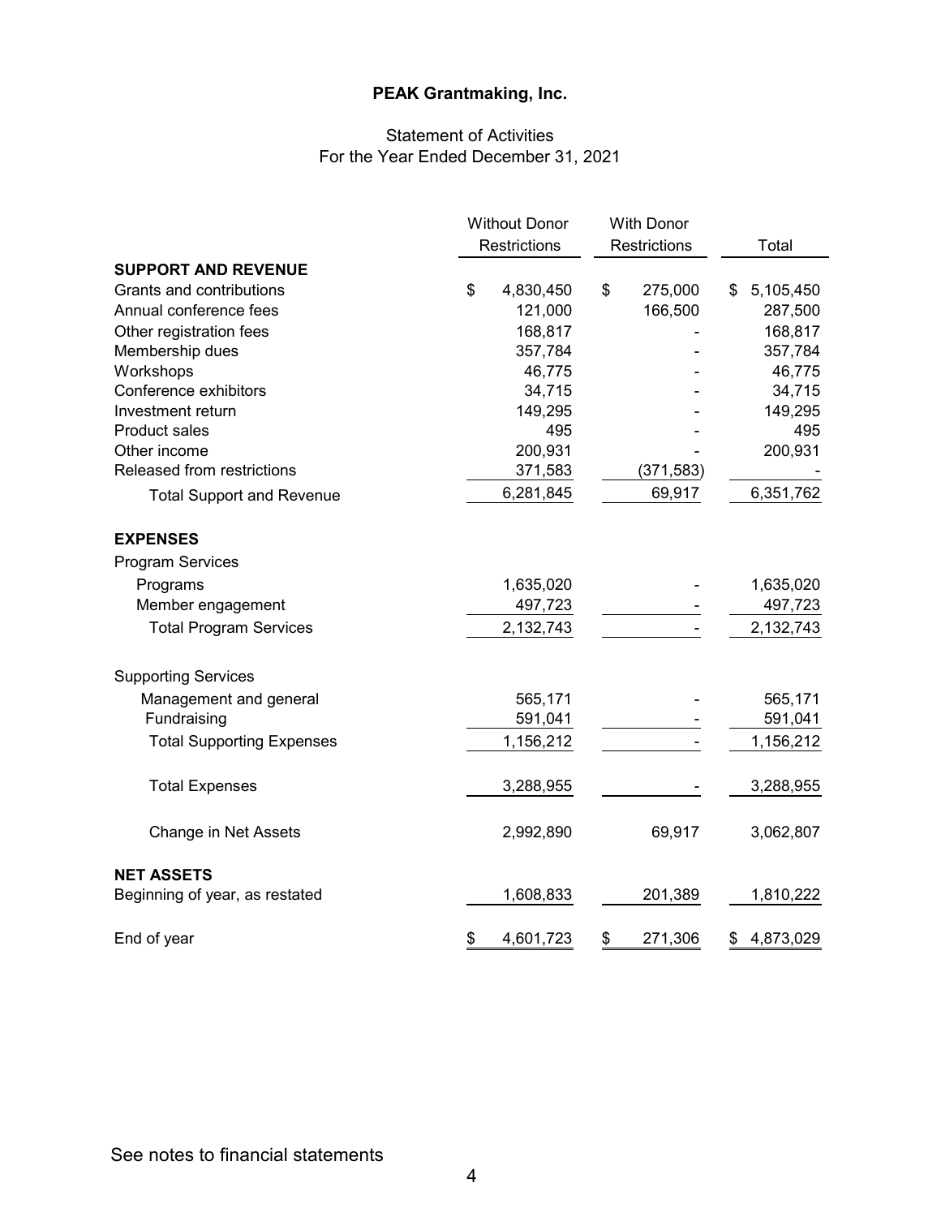# PEAK Grantmaking, Inc.

## Statement of Activities
For the Year Ended December 31, 2021

| | Without Donor Restrictions | With Donor Restrictions | Total |
|---|---|---|---|
| **SUPPORT AND REVENUE** | | | |
| Grants and contributions | $ 4,830,450 | $ 275,000 | $ 5,105,450 |
| Annual conference fees | 121,000 | 166,500 | 287,500 |
| Other registration fees | 168,817 | - | 168,817 |
| Membership dues | 357,784 | - | 357,784 |
| Workshops | 46,775 | - | 46,775 |
| Conference exhibitors | 34,715 | - | 34,715 |
| Investment return | 149,295 | - | 149,295 |
| Product sales | 495 | - | 495 |
| Other income | 200,931 | - | 200,931 |
| Released from restrictions | 371,583 | (371,583) | - |
| Total Support and Revenue | 6,281,845 | 69,917 | 6,351,762 |
| **EXPENSES** | | | |
| Program Services | | | |
| Programs | 1,635,020 | - | 1,635,020 |
| Member engagement | 497,723 | - | 497,723 |
| Total Program Services | 2,132,743 | - | 2,132,743 |
| Supporting Services | | | |
| Management and general | 565,171 | - | 565,171 |
| Fundraising | 591,041 | - | 591,041 |
| Total Supporting Expenses | 1,156,212 | - | 1,156,212 |
| Total Expenses | 3,288,955 | - | 3,288,955 |
| Change in Net Assets | 2,992,890 | 69,917 | 3,062,807 |
| **NET ASSETS** | | | |
| Beginning of year, as restated | 1,608,833 | 201,389 | 1,810,222 |
| End of year | $ 4,601,723 | $ 271,306 | $ 4,873,029 |

See notes to financial statements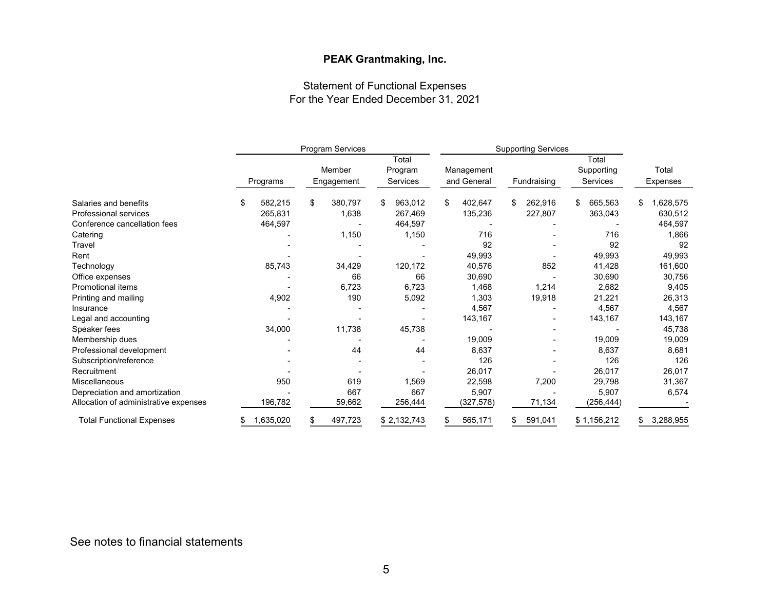# PEAK Grantmaking, Inc.

## Statement of Functional Expenses
## For the Year Ended December 31, 2021

| | Program Services | | | Supporting Services | | | |
|---|---|---|---|---|---|---|---|
| | Programs | Member Engagement | Total Program Services | Management and General | Fundraising | Total Supporting Services | Total Expenses |
| Salaries and benefits | $ 582,215 | $ 380,797 | $ 963,012 | $ 402,647 | $ 262,916 | $ 665,563 | $ 1,628,575 |
| Professional services | 265,831 | 1,638 | 267,469 | 135,236 | 227,807 | 363,043 | 630,512 |
| Conference cancellation fees | 464,597 | - | 464,597 | - | - | - | 464,597 |
| Catering | - | 1,150 | 1,150 | 716 | - | 716 | 1,866 |
| Travel | - | - | - | 92 | - | 92 | 92 |
| Rent | - | - | - | 49,993 | - | 49,993 | 49,993 |
| Technology | 85,743 | 34,429 | 120,172 | 40,576 | 852 | 41,428 | 161,600 |
| Office expenses | - | 66 | 66 | 30,690 | - | 30,690 | 30,756 |
| Promotional items | - | 6,723 | 6,723 | 1,468 | 1,214 | 2,682 | 9,405 |
| Printing and mailing | 4,902 | 190 | 5,092 | 1,303 | 19,918 | 21,221 | 26,313 |
| Insurance | - | - | - | 4,567 | - | 4,567 | 4,567 |
| Legal and accounting | - | - | - | 143,167 | - | 143,167 | 143,167 |
| Speaker fees | 34,000 | 11,738 | 45,738 | - | - | - | 45,738 |
| Membership dues | - | - | - | 19,009 | - | 19,009 | 19,009 |
| Professional development | - | 44 | 44 | 8,637 | - | 8,637 | 8,681 |
| Subscription/reference | - | - | - | 126 | - | 126 | 126 |
| Recruitment | - | - | - | 26,017 | - | 26,017 | 26,017 |
| Miscellaneous | 950 | 619 | 1,569 | 22,598 | 7,200 | 29,798 | 31,367 |
| Depreciation and amortization | - | 667 | 667 | 5,907 | - | 5,907 | 6,574 |
| Allocation of administrative expenses | 196,782 | 59,662 | 256,444 | (327,578) | 71,134 | (256,444) | - |
| Total Functional Expenses | $ 1,635,020 | $ 497,723 | $ 2,132,743 | $ 565,171 | $ 591,041 | $ 1,156,212 | $ 3,288,955 |

See notes to financial statements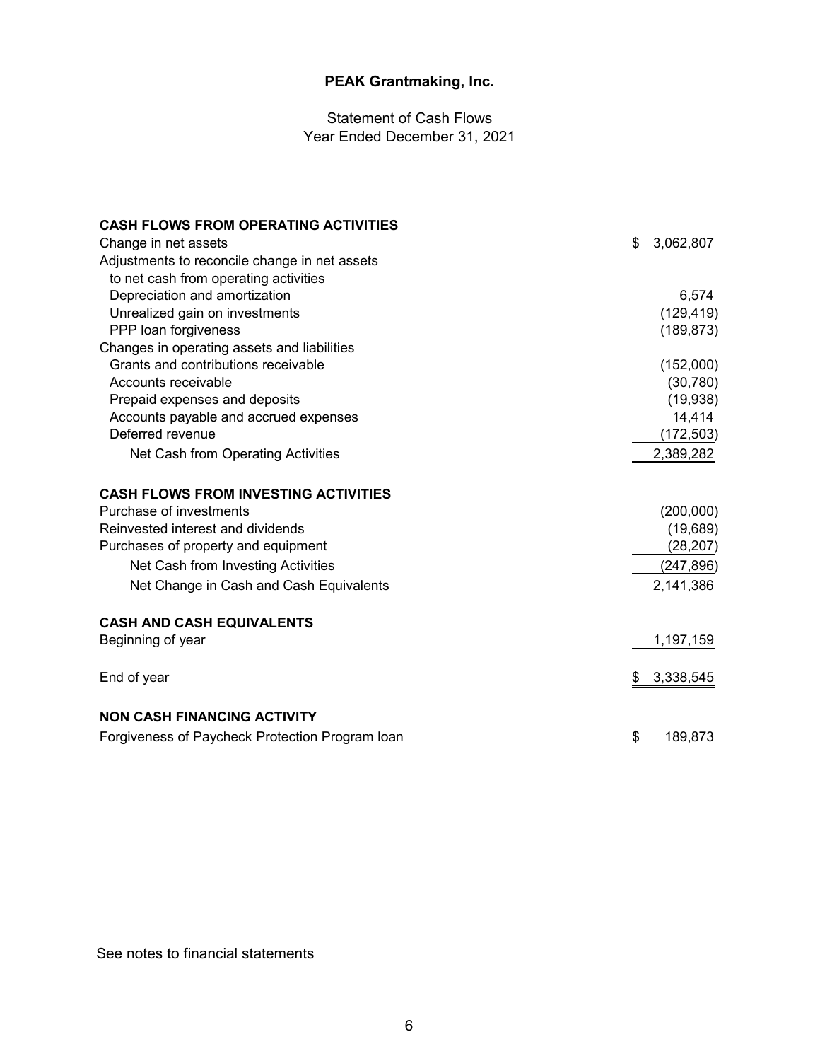# PEAK Grantmaking, Inc.

Statement of Cash Flows
Year Ended December 31, 2021

| | |
|---|---|
| **CASH FLOWS FROM OPERATING ACTIVITIES** | |
| Change in net assets | $ 3,062,807 |
| Adjustments to reconcile change in net assets to net cash from operating activities | |
| Depreciation and amortization | 6,574 |
| Unrealized gain on investments | (129,419) |
| PPP loan forgiveness | (189,873) |
| Changes in operating assets and liabilities | |
| Grants and contributions receivable | (152,000) |
| Accounts receivable | (30,780) |
| Prepaid expenses and deposits | (19,938) |
| Accounts payable and accrued expenses | 14,414 |
| Deferred revenue | (172,503) |
| Net Cash from Operating Activities | 2,389,282 |
| **CASH FLOWS FROM INVESTING ACTIVITIES** | |
| Purchase of investments | (200,000) |
| Reinvested interest and dividends | (19,689) |
| Purchases of property and equipment | (28,207) |
| Net Cash from Investing Activities | (247,896) |
| Net Change in Cash and Cash Equivalents | 2,141,386 |
| **CASH AND CASH EQUIVALENTS** | |
| Beginning of year | 1,197,159 |
| End of year | $ 3,338,545 |
| **NON CASH FINANCING ACTIVITY** | |
| Forgiveness of Paycheck Protection Program loan | $ 189,873 |

See notes to financial statements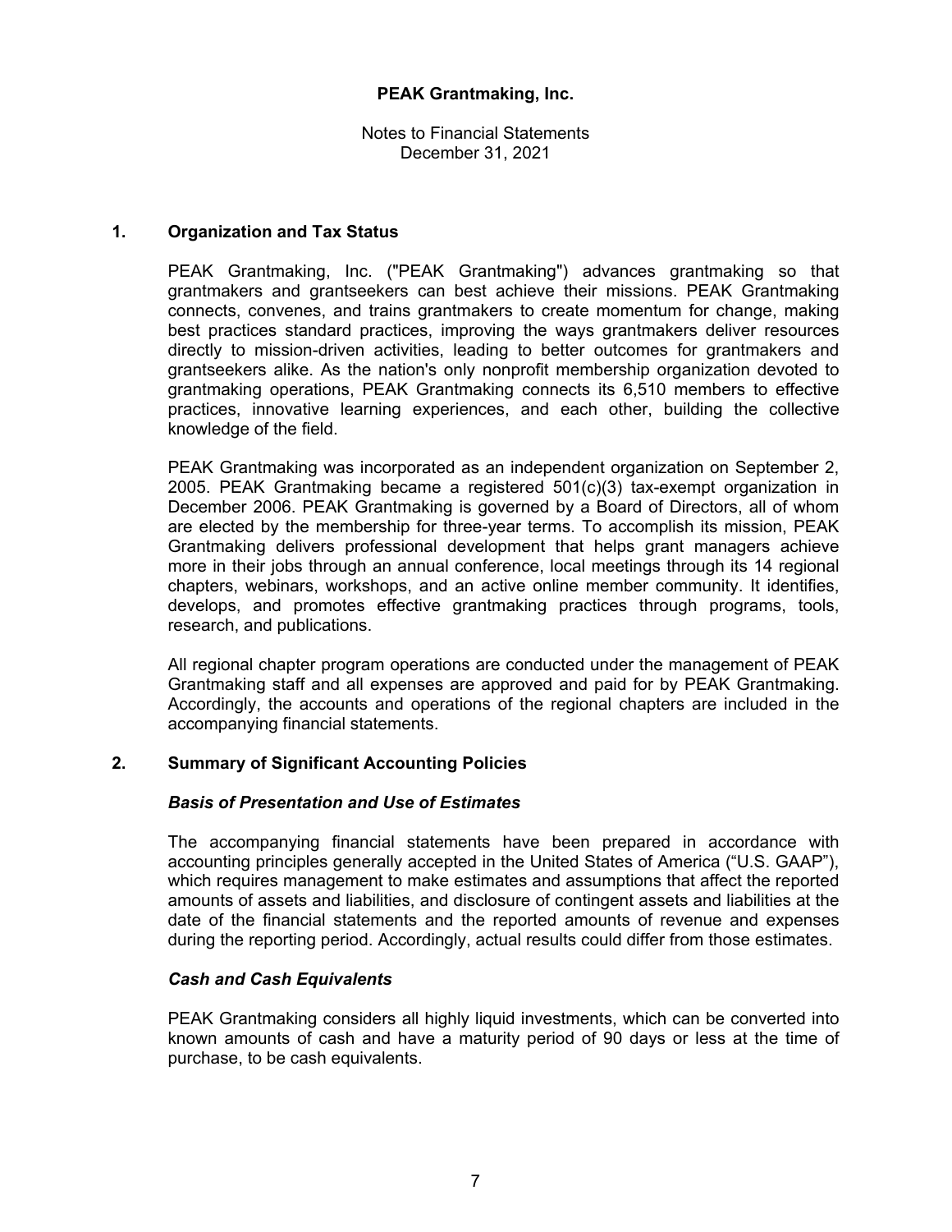# PEAK Grantmaking, Inc.

Notes to Financial Statements
December 31, 2021

## 1. Organization and Tax Status

PEAK Grantmaking, Inc. ("PEAK Grantmaking") advances grantmaking so that grantmakers and grantseekers can best achieve their missions. PEAK Grantmaking connects, convenes, and trains grantmakers to create momentum for change, making best practices standard practices, improving the ways grantmakers deliver resources directly to mission-driven activities, leading to better outcomes for grantmakers and grantseekers alike. As the nation's only nonprofit membership organization devoted to grantmaking operations, PEAK Grantmaking connects its 6,510 members to effective practices, innovative learning experiences, and each other, building the collective knowledge of the field.

PEAK Grantmaking was incorporated as an independent organization on September 2, 2005. PEAK Grantmaking became a registered 501(c)(3) tax-exempt organization in December 2006. PEAK Grantmaking is governed by a Board of Directors, all of whom are elected by the membership for three-year terms. To accomplish its mission, PEAK Grantmaking delivers professional development that helps grant managers achieve more in their jobs through an annual conference, local meetings through its 14 regional chapters, webinars, workshops, and an active online member community. It identifies, develops, and promotes effective grantmaking practices through programs, tools, research, and publications.

All regional chapter program operations are conducted under the management of PEAK Grantmaking staff and all expenses are approved and paid for by PEAK Grantmaking. Accordingly, the accounts and operations of the regional chapters are included in the accompanying financial statements.

## 2. Summary of Significant Accounting Policies

### *Basis of Presentation and Use of Estimates*

The accompanying financial statements have been prepared in accordance with accounting principles generally accepted in the United States of America ("U.S. GAAP"), which requires management to make estimates and assumptions that affect the reported amounts of assets and liabilities, and disclosure of contingent assets and liabilities at the date of the financial statements and the reported amounts of revenue and expenses during the reporting period. Accordingly, actual results could differ from those estimates.

### *Cash and Cash Equivalents*

PEAK Grantmaking considers all highly liquid investments, which can be converted into known amounts of cash and have a maturity period of 90 days or less at the time of purchase, to be cash equivalents.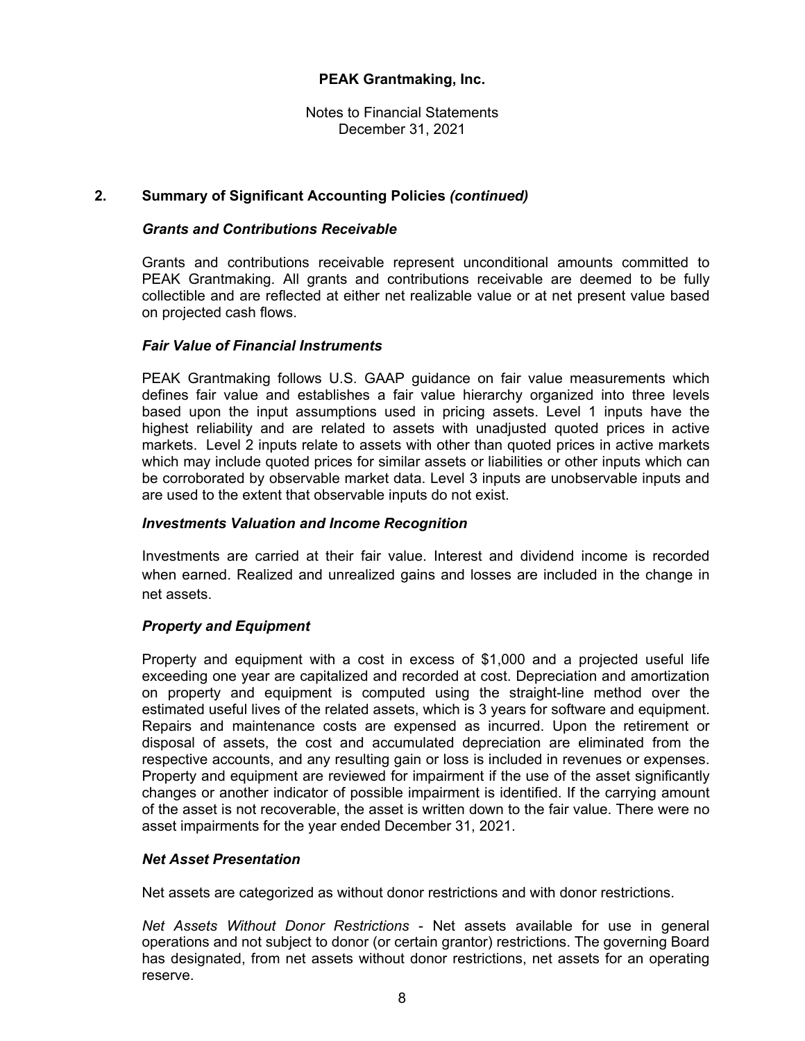## 2. Summary of Significant Accounting Policies *(continued)*

### *Grants and Contributions Receivable*

Grants and contributions receivable represent unconditional amounts committed to PEAK Grantmaking. All grants and contributions receivable are deemed to be fully collectible and are reflected at either net realizable value or at net present value based on projected cash flows.

### *Fair Value of Financial Instruments*

PEAK Grantmaking follows U.S. GAAP guidance on fair value measurements which defines fair value and establishes a fair value hierarchy organized into three levels based upon the input assumptions used in pricing assets. Level 1 inputs have the highest reliability and are related to assets with unadjusted quoted prices in active markets. Level 2 inputs relate to assets with other than quoted prices in active markets which may include quoted prices for similar assets or liabilities or other inputs which can be corroborated by observable market data. Level 3 inputs are unobservable inputs and are used to the extent that observable inputs do not exist.

### *Investments Valuation and Income Recognition*

Investments are carried at their fair value. Interest and dividend income is recorded when earned. Realized and unrealized gains and losses are included in the change in net assets.

### *Property and Equipment*

Property and equipment with a cost in excess of $1,000 and a projected useful life exceeding one year are capitalized and recorded at cost. Depreciation and amortization on property and equipment is computed using the straight-line method over the estimated useful lives of the related assets, which is 3 years for software and equipment. Repairs and maintenance costs are expensed as incurred. Upon the retirement or disposal of assets, the cost and accumulated depreciation are eliminated from the respective accounts, and any resulting gain or loss is included in revenues or expenses. Property and equipment are reviewed for impairment if the use of the asset significantly changes or another indicator of possible impairment is identified. If the carrying amount of the asset is not recoverable, the asset is written down to the fair value. There were no asset impairments for the year ended December 31, 2021.

### *Net Asset Presentation*

Net assets are categorized as without donor restrictions and with donor restrictions.

*Net Assets Without Donor Restrictions* - Net assets available for use in general operations and not subject to donor (or certain grantor) restrictions. The governing Board has designated, from net assets without donor restrictions, net assets for an operating reserve.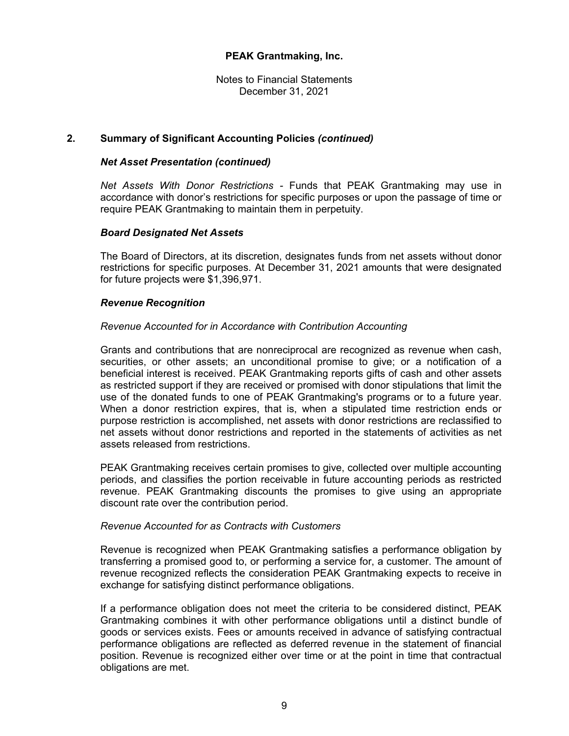# PEAK Grantmaking, Inc.

Notes to Financial Statements
December 31, 2021

## 2. Summary of Significant Accounting Policies *(continued)*

### *Net Asset Presentation (continued)*

*Net Assets With Donor Restrictions* - Funds that PEAK Grantmaking may use in accordance with donor's restrictions for specific purposes or upon the passage of time or require PEAK Grantmaking to maintain them in perpetuity.

### *Board Designated Net Assets*

The Board of Directors, at its discretion, designates funds from net assets without donor restrictions for specific purposes. At December 31, 2021 amounts that were designated for future projects were $1,396,971.

### *Revenue Recognition*

*Revenue Accounted for in Accordance with Contribution Accounting*

Grants and contributions that are nonreciprocal are recognized as revenue when cash, securities, or other assets; an unconditional promise to give; or a notification of a beneficial interest is received. PEAK Grantmaking reports gifts of cash and other assets as restricted support if they are received or promised with donor stipulations that limit the use of the donated funds to one of PEAK Grantmaking's programs or to a future year. When a donor restriction expires, that is, when a stipulated time restriction ends or purpose restriction is accomplished, net assets with donor restrictions are reclassified to net assets without donor restrictions and reported in the statements of activities as net assets released from restrictions.

PEAK Grantmaking receives certain promises to give, collected over multiple accounting periods, and classifies the portion receivable in future accounting periods as restricted revenue. PEAK Grantmaking discounts the promises to give using an appropriate discount rate over the contribution period.

*Revenue Accounted for as Contracts with Customers*

Revenue is recognized when PEAK Grantmaking satisfies a performance obligation by transferring a promised good to, or performing a service for, a customer. The amount of revenue recognized reflects the consideration PEAK Grantmaking expects to receive in exchange for satisfying distinct performance obligations.

If a performance obligation does not meet the criteria to be considered distinct, PEAK Grantmaking combines it with other performance obligations until a distinct bundle of goods or services exists. Fees or amounts received in advance of satisfying contractual performance obligations are reflected as deferred revenue in the statement of financial position. Revenue is recognized either over time or at the point in time that contractual obligations are met.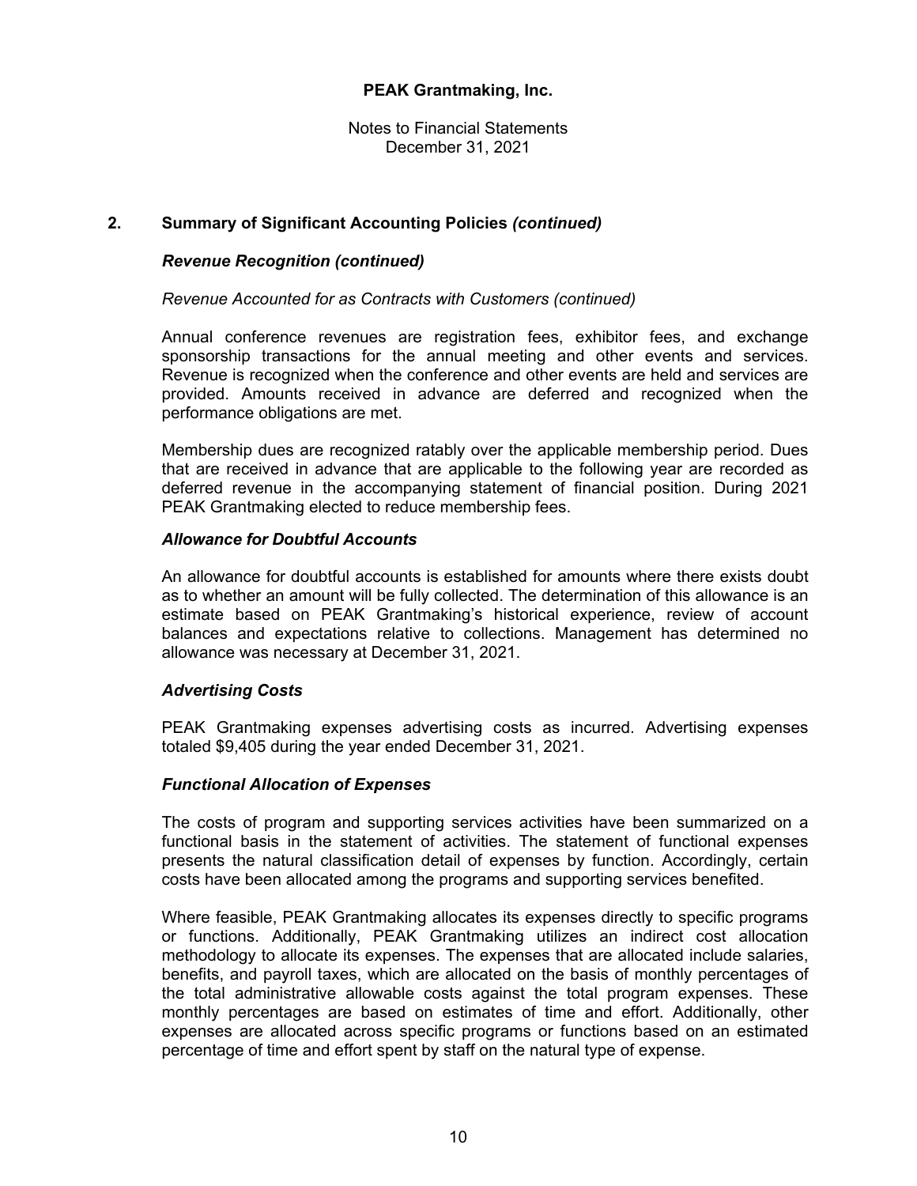## 2. Summary of Significant Accounting Policies *(continued)*

### *Revenue Recognition (continued)*

*Revenue Accounted for as Contracts with Customers (continued)*

Annual conference revenues are registration fees, exhibitor fees, and exchange sponsorship transactions for the annual meeting and other events and services. Revenue is recognized when the conference and other events are held and services are provided. Amounts received in advance are deferred and recognized when the performance obligations are met.

Membership dues are recognized ratably over the applicable membership period. Dues that are received in advance that are applicable to the following year are recorded as deferred revenue in the accompanying statement of financial position. During 2021 PEAK Grantmaking elected to reduce membership fees.

### *Allowance for Doubtful Accounts*

An allowance for doubtful accounts is established for amounts where there exists doubt as to whether an amount will be fully collected. The determination of this allowance is an estimate based on PEAK Grantmaking's historical experience, review of account balances and expectations relative to collections. Management has determined no allowance was necessary at December 31, 2021.

### *Advertising Costs*

PEAK Grantmaking expenses advertising costs as incurred. Advertising expenses totaled $9,405 during the year ended December 31, 2021.

### *Functional Allocation of Expenses*

The costs of program and supporting services activities have been summarized on a functional basis in the statement of activities. The statement of functional expenses presents the natural classification detail of expenses by function. Accordingly, certain costs have been allocated among the programs and supporting services benefited.

Where feasible, PEAK Grantmaking allocates its expenses directly to specific programs or functions. Additionally, PEAK Grantmaking utilizes an indirect cost allocation methodology to allocate its expenses. The expenses that are allocated include salaries, benefits, and payroll taxes, which are allocated on the basis of monthly percentages of the total administrative allowable costs against the total program expenses. These monthly percentages are based on estimates of time and effort. Additionally, other expenses are allocated across specific programs or functions based on an estimated percentage of time and effort spent by staff on the natural type of expense.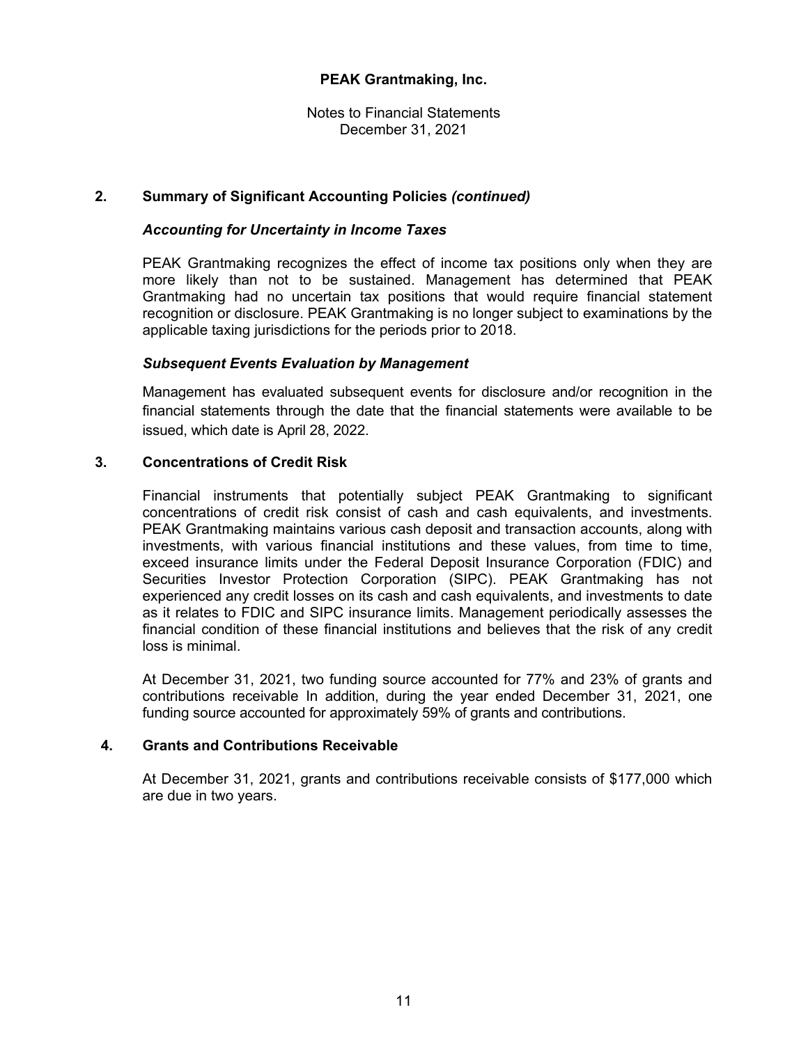**PEAK Grantmaking, Inc.**

Notes to Financial Statements
December 31, 2021

## 2. Summary of Significant Accounting Policies *(continued)*

### *Accounting for Uncertainty in Income Taxes*

PEAK Grantmaking recognizes the effect of income tax positions only when they are more likely than not to be sustained. Management has determined that PEAK Grantmaking had no uncertain tax positions that would require financial statement recognition or disclosure. PEAK Grantmaking is no longer subject to examinations by the applicable taxing jurisdictions for the periods prior to 2018.

### *Subsequent Events Evaluation by Management*

Management has evaluated subsequent events for disclosure and/or recognition in the financial statements through the date that the financial statements were available to be issued, which date is April 28, 2022.

## 3. Concentrations of Credit Risk

Financial instruments that potentially subject PEAK Grantmaking to significant concentrations of credit risk consist of cash and cash equivalents, and investments. PEAK Grantmaking maintains various cash deposit and transaction accounts, along with investments, with various financial institutions and these values, from time to time, exceed insurance limits under the Federal Deposit Insurance Corporation (FDIC) and Securities Investor Protection Corporation (SIPC). PEAK Grantmaking has not experienced any credit losses on its cash and cash equivalents, and investments to date as it relates to FDIC and SIPC insurance limits. Management periodically assesses the financial condition of these financial institutions and believes that the risk of any credit loss is minimal.

At December 31, 2021, two funding source accounted for 77% and 23% of grants and contributions receivable In addition, during the year ended December 31, 2021, one funding source accounted for approximately 59% of grants and contributions.

## 4. Grants and Contributions Receivable

At December 31, 2021, grants and contributions receivable consists of $177,000 which are due in two years.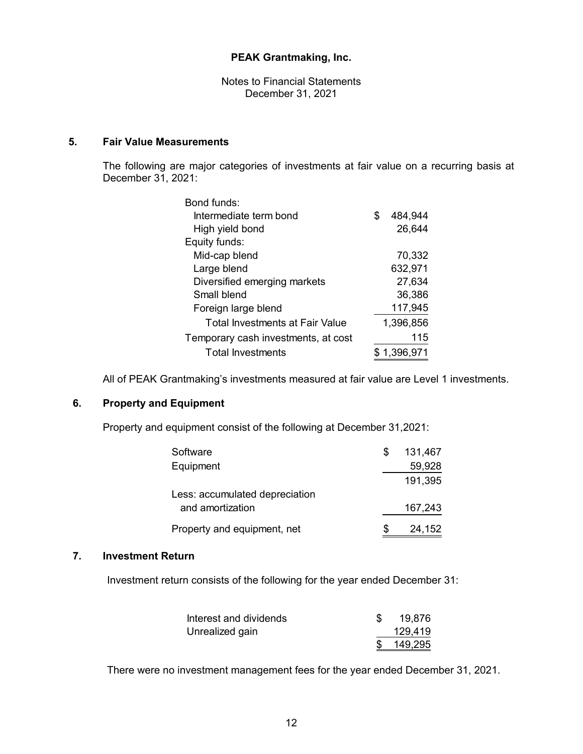**PEAK Grantmaking, Inc.**

Notes to Financial Statements
December 31, 2021

## 5. Fair Value Measurements

The following are major categories of investments at fair value on a recurring basis at December 31, 2021:

| | |
|---|---|
| Bond funds: | |
| Intermediate term bond | $ 484,944 |
| High yield bond | 26,644 |
| Equity funds: | |
| Mid-cap blend | 70,332 |
| Large blend | 632,971 |
| Diversified emerging markets | 27,634 |
| Small blend | 36,386 |
| Foreign large blend | 117,945 |
| Total Investments at Fair Value | 1,396,856 |
| Temporary cash investments, at cost | 115 |
| Total Investments | $ 1,396,971 |

All of PEAK Grantmaking's investments measured at fair value are Level 1 investments.

## 6. Property and Equipment

Property and equipment consist of the following at December 31,2021:

| | |
|---|---|
| Software | $ 131,467 |
| Equipment | 59,928 |
| | 191,395 |
| Less: accumulated depreciation and amortization | 167,243 |
| Property and equipment, net | $ 24,152 |

## 7. Investment Return

Investment return consists of the following for the year ended December 31:

| | |
|---|---|
| Interest and dividends | $ 19,876 |
| Unrealized gain | 129,419 |
| | $ 149,295 |

There were no investment management fees for the year ended December 31, 2021.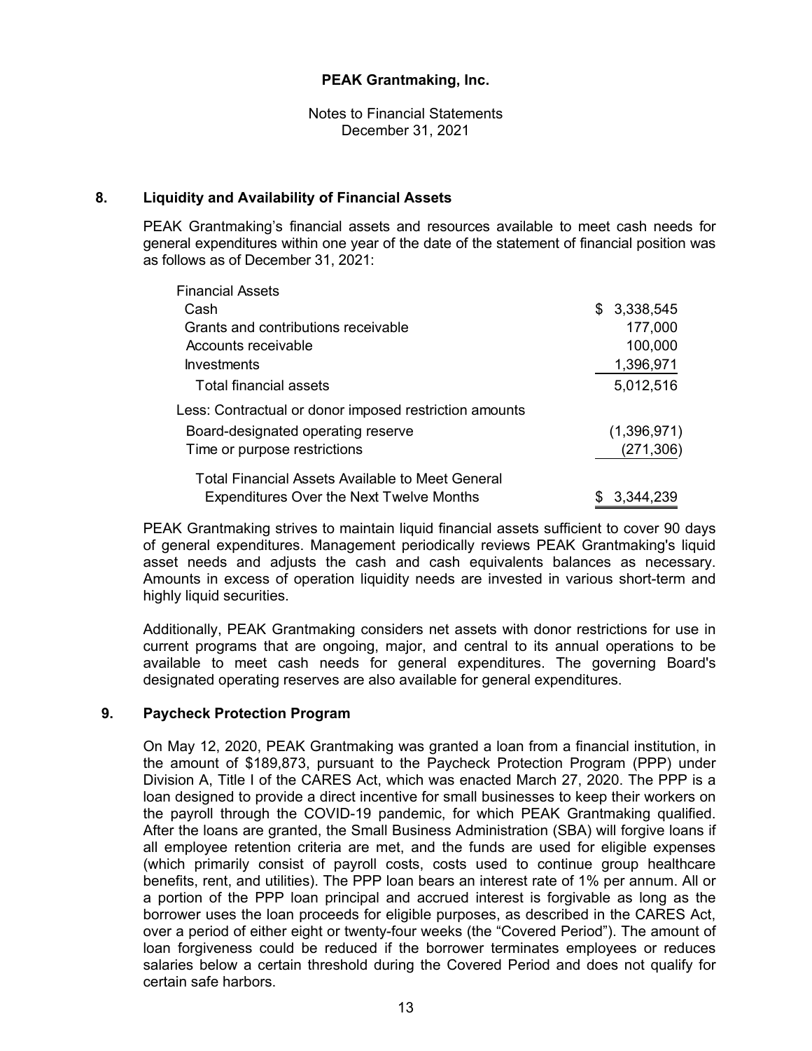PEAK Grantmaking, Inc.

Notes to Financial Statements
December 31, 2021

## 8. Liquidity and Availability of Financial Assets

PEAK Grantmaking's financial assets and resources available to meet cash needs for general expenditures within one year of the date of the statement of financial position was as follows as of December 31, 2021:

| | |
|---|---|
| Financial Assets | |
| Cash | $ 3,338,545 |
| Grants and contributions receivable | 177,000 |
| Accounts receivable | 100,000 |
| Investments | 1,396,971 |
| Total financial assets | 5,012,516 |
| Less: Contractual or donor imposed restriction amounts | |
| Board-designated operating reserve | (1,396,971) |
| Time or purpose restrictions | (271,306) |
| Total Financial Assets Available to Meet General Expenditures Over the Next Twelve Months | $ 3,344,239 |

PEAK Grantmaking strives to maintain liquid financial assets sufficient to cover 90 days of general expenditures. Management periodically reviews PEAK Grantmaking's liquid asset needs and adjusts the cash and cash equivalents balances as necessary. Amounts in excess of operation liquidity needs are invested in various short-term and highly liquid securities.

Additionally, PEAK Grantmaking considers net assets with donor restrictions for use in current programs that are ongoing, major, and central to its annual operations to be available to meet cash needs for general expenditures. The governing Board's designated operating reserves are also available for general expenditures.

## 9. Paycheck Protection Program

On May 12, 2020, PEAK Grantmaking was granted a loan from a financial institution, in the amount of $189,873, pursuant to the Paycheck Protection Program (PPP) under Division A, Title I of the CARES Act, which was enacted March 27, 2020. The PPP is a loan designed to provide a direct incentive for small businesses to keep their workers on the payroll through the COVID-19 pandemic, for which PEAK Grantmaking qualified. After the loans are granted, the Small Business Administration (SBA) will forgive loans if all employee retention criteria are met, and the funds are used for eligible expenses (which primarily consist of payroll costs, costs used to continue group healthcare benefits, rent, and utilities). The PPP loan bears an interest rate of 1% per annum. All or a portion of the PPP loan principal and accrued interest is forgivable as long as the borrower uses the loan proceeds for eligible purposes, as described in the CARES Act, over a period of either eight or twenty-four weeks (the "Covered Period"). The amount of loan forgiveness could be reduced if the borrower terminates employees or reduces salaries below a certain threshold during the Covered Period and does not qualify for certain safe harbors.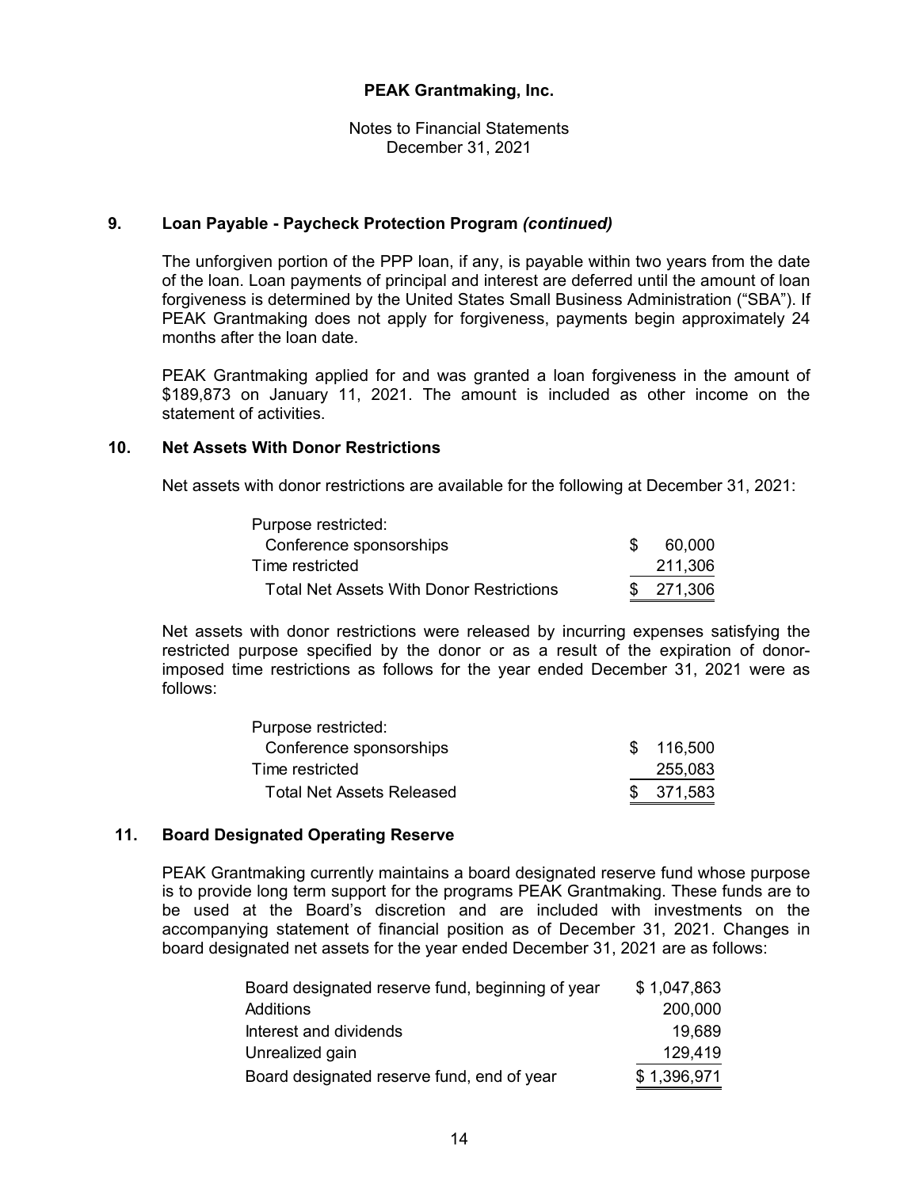## 9. Loan Payable - Paycheck Protection Program *(continued)*

The unforgiven portion of the PPP loan, if any, is payable within two years from the date of the loan. Loan payments of principal and interest are deferred until the amount of loan forgiveness is determined by the United States Small Business Administration ("SBA"). If PEAK Grantmaking does not apply for forgiveness, payments begin approximately 24 months after the loan date.

PEAK Grantmaking applied for and was granted a loan forgiveness in the amount of $189,873 on January 11, 2021. The amount is included as other income on the statement of activities.

## 10. Net Assets With Donor Restrictions

Net assets with donor restrictions are available for the following at December 31, 2021:

| | |
|---|---|
| Purpose restricted: | |
| Conference sponsorships | $ 60,000 |
| Time restricted | 211,306 |
| Total Net Assets With Donor Restrictions | $ 271,306 |

Net assets with donor restrictions were released by incurring expenses satisfying the restricted purpose specified by the donor or as a result of the expiration of donor-imposed time restrictions as follows for the year ended December 31, 2021 were as follows:

| | |
|---|---|
| Purpose restricted: | |
| Conference sponsorships | $ 116,500 |
| Time restricted | 255,083 |
| Total Net Assets Released | $ 371,583 |

## 11. Board Designated Operating Reserve

PEAK Grantmaking currently maintains a board designated reserve fund whose purpose is to provide long term support for the programs PEAK Grantmaking. These funds are to be used at the Board's discretion and are included with investments on the accompanying statement of financial position as of December 31, 2021. Changes in board designated net assets for the year ended December 31, 2021 are as follows:

| | |
|---|---|
| Board designated reserve fund, beginning of year | $ 1,047,863 |
| Additions | 200,000 |
| Interest and dividends | 19,689 |
| Unrealized gain | 129,419 |
| Board designated reserve fund, end of year | $ 1,396,971 |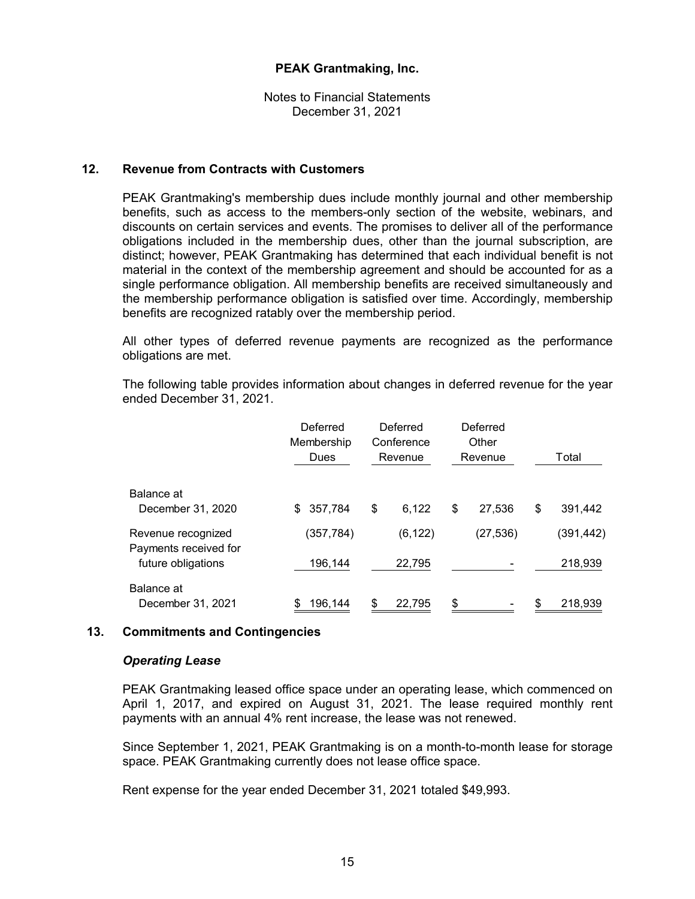# PEAK Grantmaking, Inc.

Notes to Financial Statements
December 31, 2021

## 12. Revenue from Contracts with Customers

PEAK Grantmaking's membership dues include monthly journal and other membership benefits, such as access to the members-only section of the website, webinars, and discounts on certain services and events. The promises to deliver all of the performance obligations included in the membership dues, other than the journal subscription, are distinct; however, PEAK Grantmaking has determined that each individual benefit is not material in the context of the membership agreement and should be accounted for as a single performance obligation. All membership benefits are received simultaneously and the membership performance obligation is satisfied over time. Accordingly, membership benefits are recognized ratably over the membership period.

All other types of deferred revenue payments are recognized as the performance obligations are met.

The following table provides information about changes in deferred revenue for the year ended December 31, 2021.

| | Deferred Membership Dues | Deferred Conference Revenue | Deferred Other Revenue | Total |
|---|---|---|---|---|
| Balance at December 31, 2020 | $ 357,784 | $ 6,122 | $ 27,536 | $ 391,442 |
| Revenue recognized | (357,784) | (6,122) | (27,536) | (391,442) |
| Payments received for future obligations | 196,144 | 22,795 | - | 218,939 |
| Balance at December 31, 2021 | $ 196,144 | $ 22,795 | $ - | $ 218,939 |

## 13. Commitments and Contingencies

### *Operating Lease*

PEAK Grantmaking leased office space under an operating lease, which commenced on April 1, 2017, and expired on August 31, 2021. The lease required monthly rent payments with an annual 4% rent increase, the lease was not renewed.

Since September 1, 2021, PEAK Grantmaking is on a month-to-month lease for storage space. PEAK Grantmaking currently does not lease office space.

Rent expense for the year ended December 31, 2021 totaled $49,993.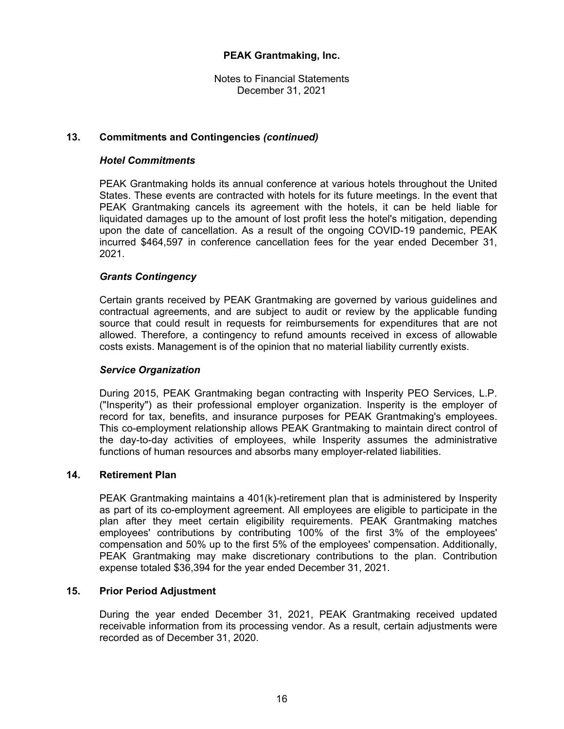## 13. Commitments and Contingencies *(continued)*

### *Hotel Commitments*

PEAK Grantmaking holds its annual conference at various hotels throughout the United States. These events are contracted with hotels for its future meetings. In the event that PEAK Grantmaking cancels its agreement with the hotels, it can be held liable for liquidated damages up to the amount of lost profit less the hotel's mitigation, depending upon the date of cancellation. As a result of the ongoing COVID-19 pandemic, PEAK incurred $464,597 in conference cancellation fees for the year ended December 31, 2021.

### *Grants Contingency*

Certain grants received by PEAK Grantmaking are governed by various guidelines and contractual agreements, and are subject to audit or review by the applicable funding source that could result in requests for reimbursements for expenditures that are not allowed. Therefore, a contingency to refund amounts received in excess of allowable costs exists. Management is of the opinion that no material liability currently exists.

### *Service Organization*

During 2015, PEAK Grantmaking began contracting with Insperity PEO Services, L.P. ("Insperity") as their professional employer organization. Insperity is the employer of record for tax, benefits, and insurance purposes for PEAK Grantmaking's employees. This co-employment relationship allows PEAK Grantmaking to maintain direct control of the day-to-day activities of employees, while Insperity assumes the administrative functions of human resources and absorbs many employer-related liabilities.

## 14. Retirement Plan

PEAK Grantmaking maintains a 401(k)-retirement plan that is administered by Insperity as part of its co-employment agreement. All employees are eligible to participate in the plan after they meet certain eligibility requirements. PEAK Grantmaking matches employees' contributions by contributing 100% of the first 3% of the employees' compensation and 50% up to the first 5% of the employees' compensation. Additionally, PEAK Grantmaking may make discretionary contributions to the plan. Contribution expense totaled $36,394 for the year ended December 31, 2021.

## 15. Prior Period Adjustment

During the year ended December 31, 2021, PEAK Grantmaking received updated receivable information from its processing vendor. As a result, certain adjustments were recorded as of December 31, 2020.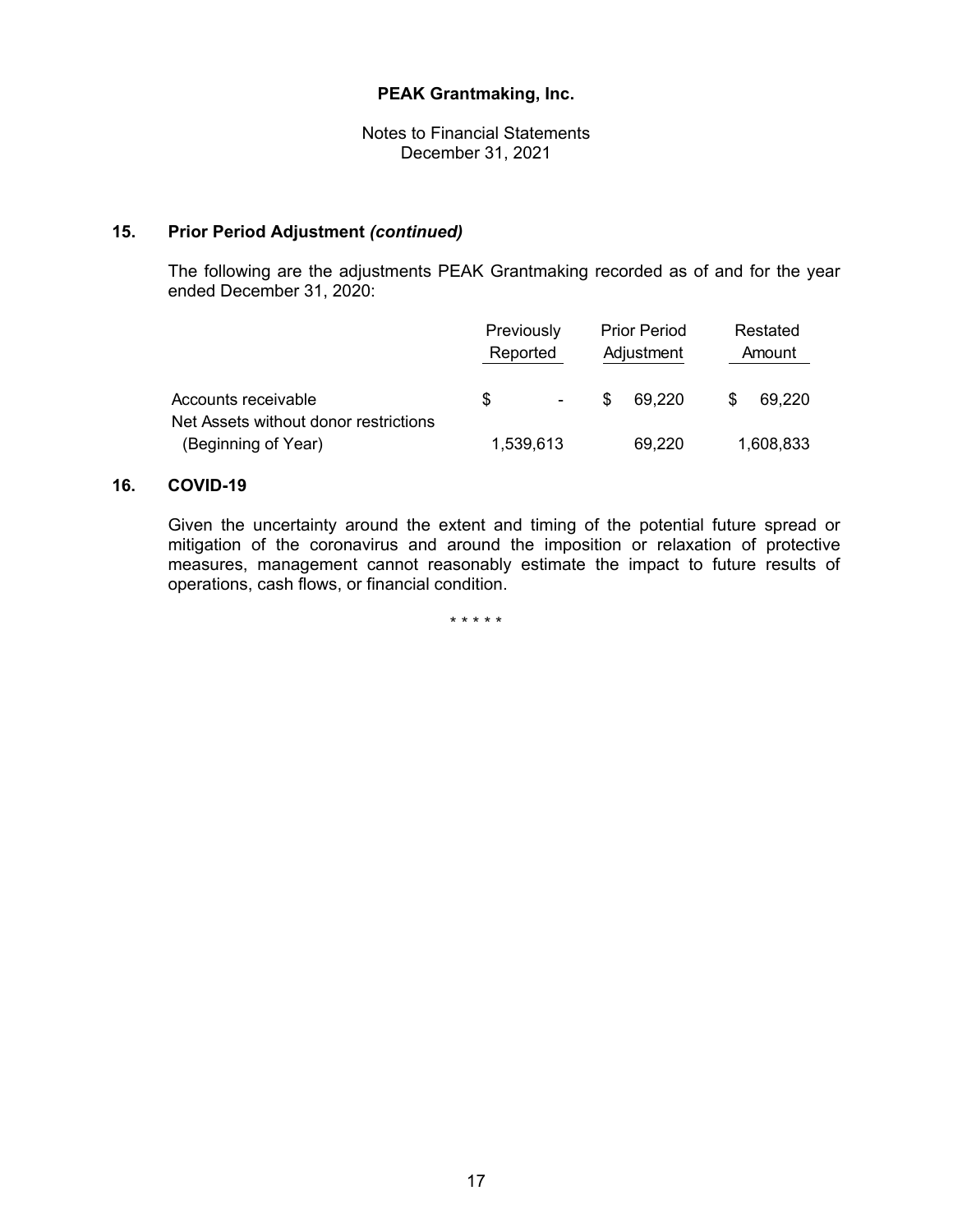**PEAK Grantmaking, Inc.**

Notes to Financial Statements
December 31, 2021

## 15. Prior Period Adjustment *(continued)*

The following are the adjustments PEAK Grantmaking recorded as of and for the year ended December 31, 2020:

| | Previously Reported | Prior Period Adjustment | Restated Amount |
|---|---|---|---|
| Accounts receivable | $ - | $ 69,220 | $ 69,220 |
| Net Assets without donor restrictions (Beginning of Year) | 1,539,613 | 69,220 | 1,608,833 |

## 16. COVID-19

Given the uncertainty around the extent and timing of the potential future spread or mitigation of the coronavirus and around the imposition or relaxation of protective measures, management cannot reasonably estimate the impact to future results of operations, cash flows, or financial condition.

\* \* \* \* \*